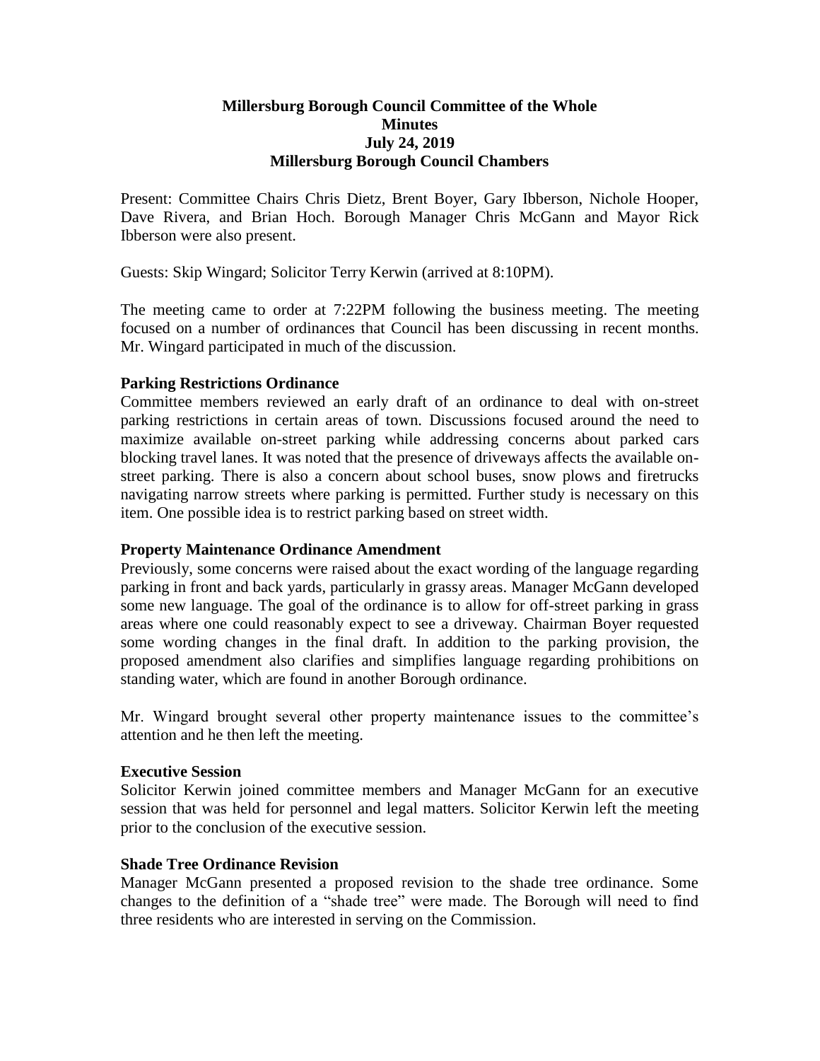# Millersburg Borough Council Committee of the Whole
## Minutes
## July 24, 2019
## Millersburg Borough Council Chambers

Present: Committee Chairs Chris Dietz, Brent Boyer, Gary Ibberson, Nichole Hooper, Dave Rivera, and Brian Hoch. Borough Manager Chris McGann and Mayor Rick Ibberson were also present.

Guests: Skip Wingard; Solicitor Terry Kerwin (arrived at 8:10PM).

The meeting came to order at 7:22PM following the business meeting. The meeting focused on a number of ordinances that Council has been discussing in recent months. Mr. Wingard participated in much of the discussion.

**Parking Restrictions Ordinance**

Committee members reviewed an early draft of an ordinance to deal with on-street parking restrictions in certain areas of town. Discussions focused around the need to maximize available on-street parking while addressing concerns about parked cars blocking travel lanes. It was noted that the presence of driveways affects the available on-street parking. There is also a concern about school buses, snow plows and firetrucks navigating narrow streets where parking is permitted. Further study is necessary on this item. One possible idea is to restrict parking based on street width.

**Property Maintenance Ordinance Amendment**

Previously, some concerns were raised about the exact wording of the language regarding parking in front and back yards, particularly in grassy areas. Manager McGann developed some new language. The goal of the ordinance is to allow for off-street parking in grass areas where one could reasonably expect to see a driveway. Chairman Boyer requested some wording changes in the final draft. In addition to the parking provision, the proposed amendment also clarifies and simplifies language regarding prohibitions on standing water, which are found in another Borough ordinance.

Mr. Wingard brought several other property maintenance issues to the committee's attention and he then left the meeting.

**Executive Session**

Solicitor Kerwin joined committee members and Manager McGann for an executive session that was held for personnel and legal matters. Solicitor Kerwin left the meeting prior to the conclusion of the executive session.

**Shade Tree Ordinance Revision**

Manager McGann presented a proposed revision to the shade tree ordinance. Some changes to the definition of a "shade tree" were made. The Borough will need to find three residents who are interested in serving on the Commission.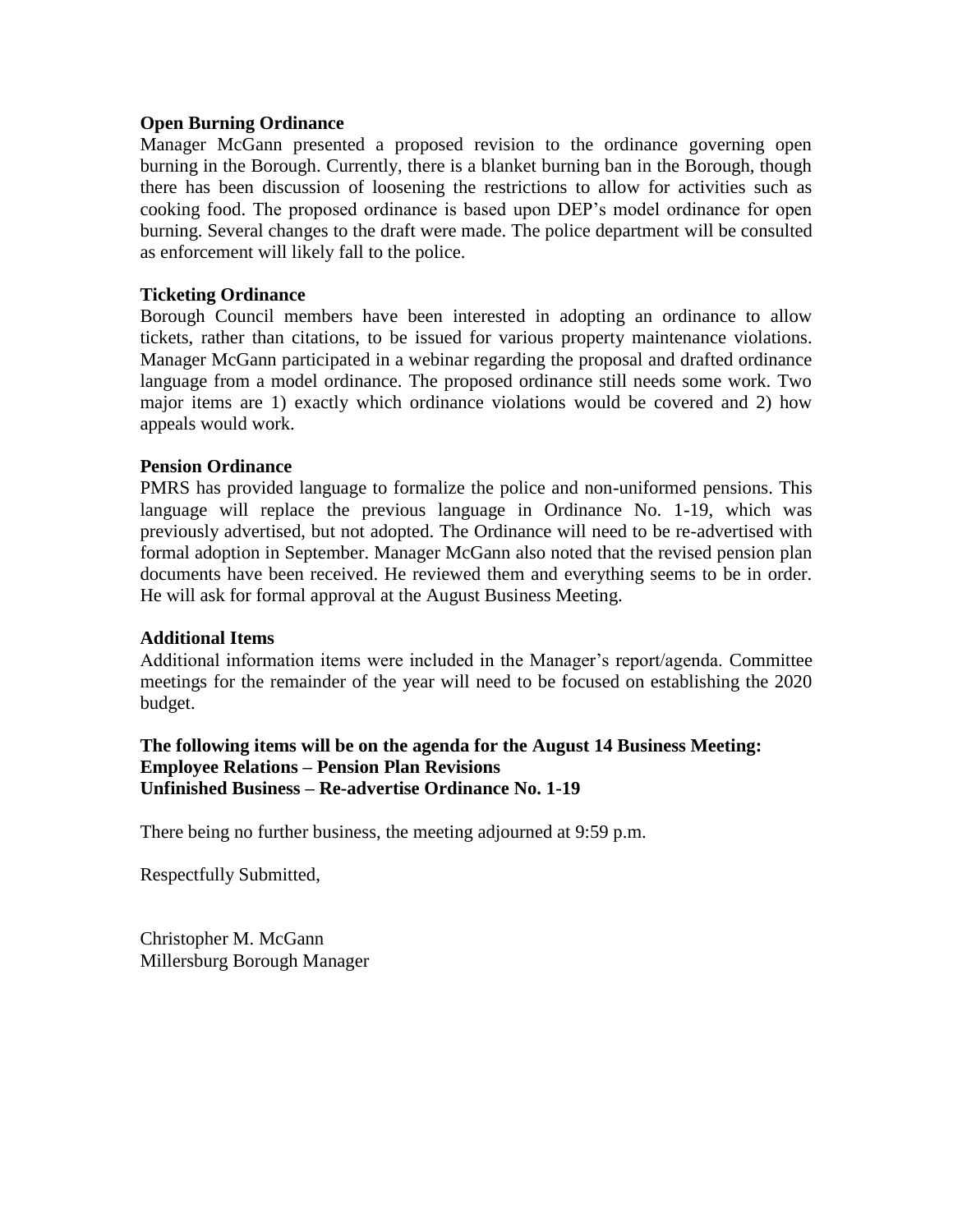**Open Burning Ordinance**

Manager McGann presented a proposed revision to the ordinance governing open burning in the Borough. Currently, there is a blanket burning ban in the Borough, though there has been discussion of loosening the restrictions to allow for activities such as cooking food. The proposed ordinance is based upon DEP's model ordinance for open burning. Several changes to the draft were made. The police department will be consulted as enforcement will likely fall to the police.

**Ticketing Ordinance**

Borough Council members have been interested in adopting an ordinance to allow tickets, rather than citations, to be issued for various property maintenance violations. Manager McGann participated in a webinar regarding the proposal and drafted ordinance language from a model ordinance. The proposed ordinance still needs some work. Two major items are 1) exactly which ordinance violations would be covered and 2) how appeals would work.

**Pension Ordinance**

PMRS has provided language to formalize the police and non-uniformed pensions. This language will replace the previous language in Ordinance No. 1-19, which was previously advertised, but not adopted. The Ordinance will need to be re-advertised with formal adoption in September. Manager McGann also noted that the revised pension plan documents have been received. He reviewed them and everything seems to be in order. He will ask for formal approval at the August Business Meeting.

**Additional Items**

Additional information items were included in the Manager's report/agenda. Committee meetings for the remainder of the year will need to be focused on establishing the 2020 budget.

**The following items will be on the agenda for the August 14 Business Meeting:**
**Employee Relations – Pension Plan Revisions**
**Unfinished Business – Re-advertise Ordinance No. 1-19**

There being no further business, the meeting adjourned at 9:59 p.m.

Respectfully Submitted,

Christopher M. McGann
Millersburg Borough Manager